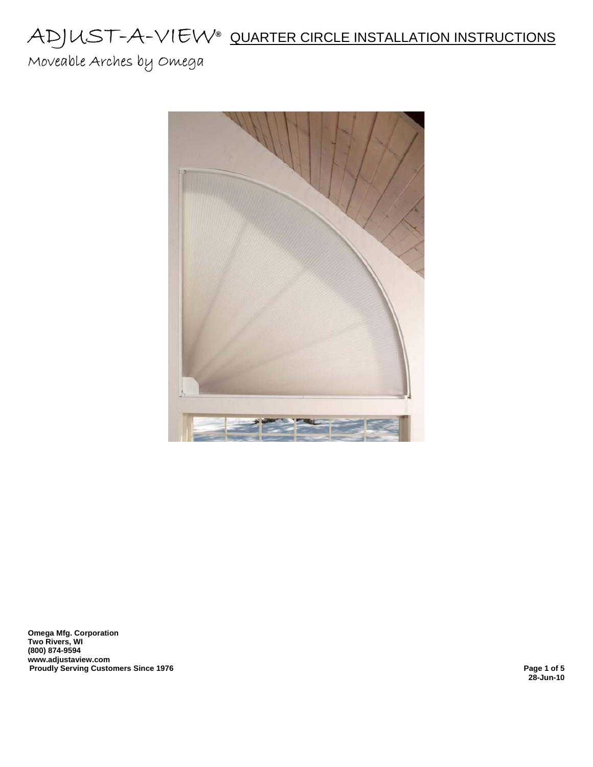# ADJUST-A-VIEW® QUARTER CIRCLE INSTALLATION INSTRUCTIONS

Moveable Arches by Omega

**Omega Mfg. Corporation**
**Two Rivers, WI**
**(800) 874-9594**
**www.adjustaview.com**
**Proudly Serving Customers Since 1976**

**28-Jun-10**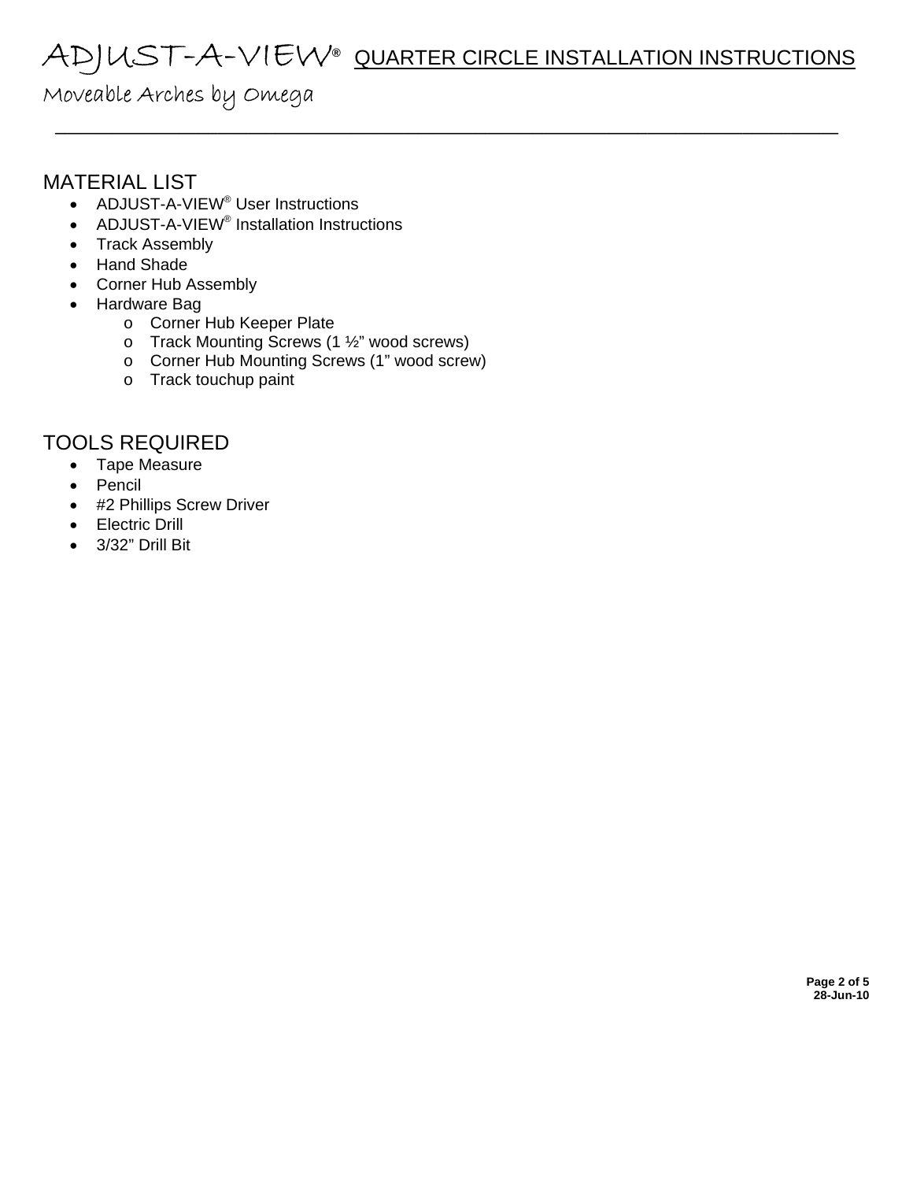## MATERIAL LIST

- ADJUST-A-VIEW® User Instructions
- ADJUST-A-VIEW® Installation Instructions
- Track Assembly
- Hand Shade
- Corner Hub Assembly
- Hardware Bag
  - Corner Hub Keeper Plate
  - Track Mounting Screws (1 ½" wood screws)
  - Corner Hub Mounting Screws (1" wood screw)
  - Track touchup paint

## TOOLS REQUIRED

- Tape Measure
- Pencil
- #2 Phillips Screw Driver
- Electric Drill
- 3/32" Drill Bit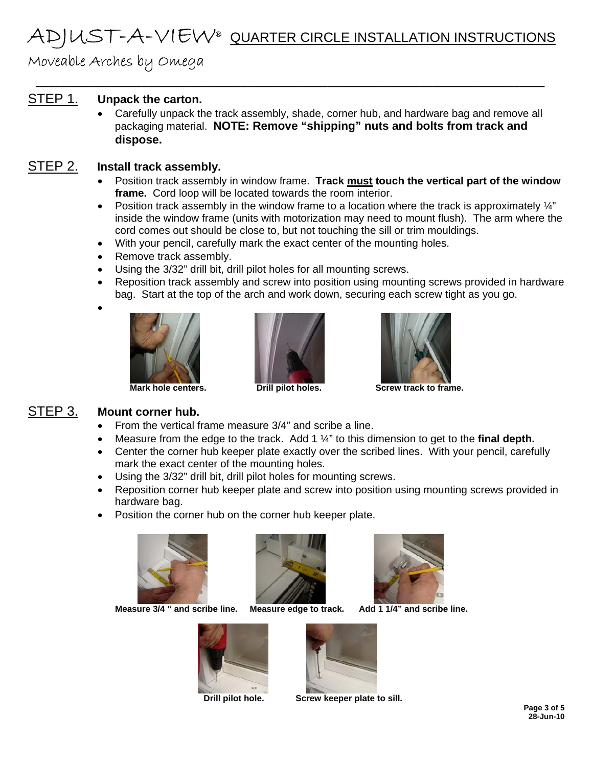# ADJUST-A-VIEW® QUARTER CIRCLE INSTALLATION INSTRUCTIONS

Moveable Arches by Omega

## STEP 1. Unpack the carton.

- Carefully unpack the track assembly, shade, corner hub, and hardware bag and remove all packaging material. **NOTE: Remove "shipping" nuts and bolts from track and dispose.**

## STEP 2. Install track assembly.

- Position track assembly in window frame. **Track must touch the vertical part of the window frame.** Cord loop will be located towards the room interior.
- Position track assembly in the window frame to a location where the track is approximately ¼" inside the window frame (units with motorization may need to mount flush). The arm where the cord comes out should be close to, but not touching the sill or trim mouldings.
- With your pencil, carefully mark the exact center of the mounting holes.
- Remove track assembly.
- Using the 3/32" drill bit, drill pilot holes for all mounting screws.
- Reposition track assembly and screw into position using mounting screws provided in hardware bag. Start at the top of the arch and work down, securing each screw tight as you go.

**Mark hole centers.** **Drill pilot holes.** **Screw track to frame.**

## STEP 3. Mount corner hub.

- From the vertical frame measure 3/4" and scribe a line.
- Measure from the edge to the track. Add 1 ¼" to this dimension to get to the **final depth.**
- Center the corner hub keeper plate exactly over the scribed lines. With your pencil, carefully mark the exact center of the mounting holes.
- Using the 3/32" drill bit, drill pilot holes for mounting screws.
- Reposition corner hub keeper plate and screw into position using mounting screws provided in hardware bag.
- Position the corner hub on the corner hub keeper plate.

**Measure 3/4 " and scribe line.** **Measure edge to track.** **Add 1 1/4" and scribe line.**

**Drill pilot hole.** **Screw keeper plate to sill.**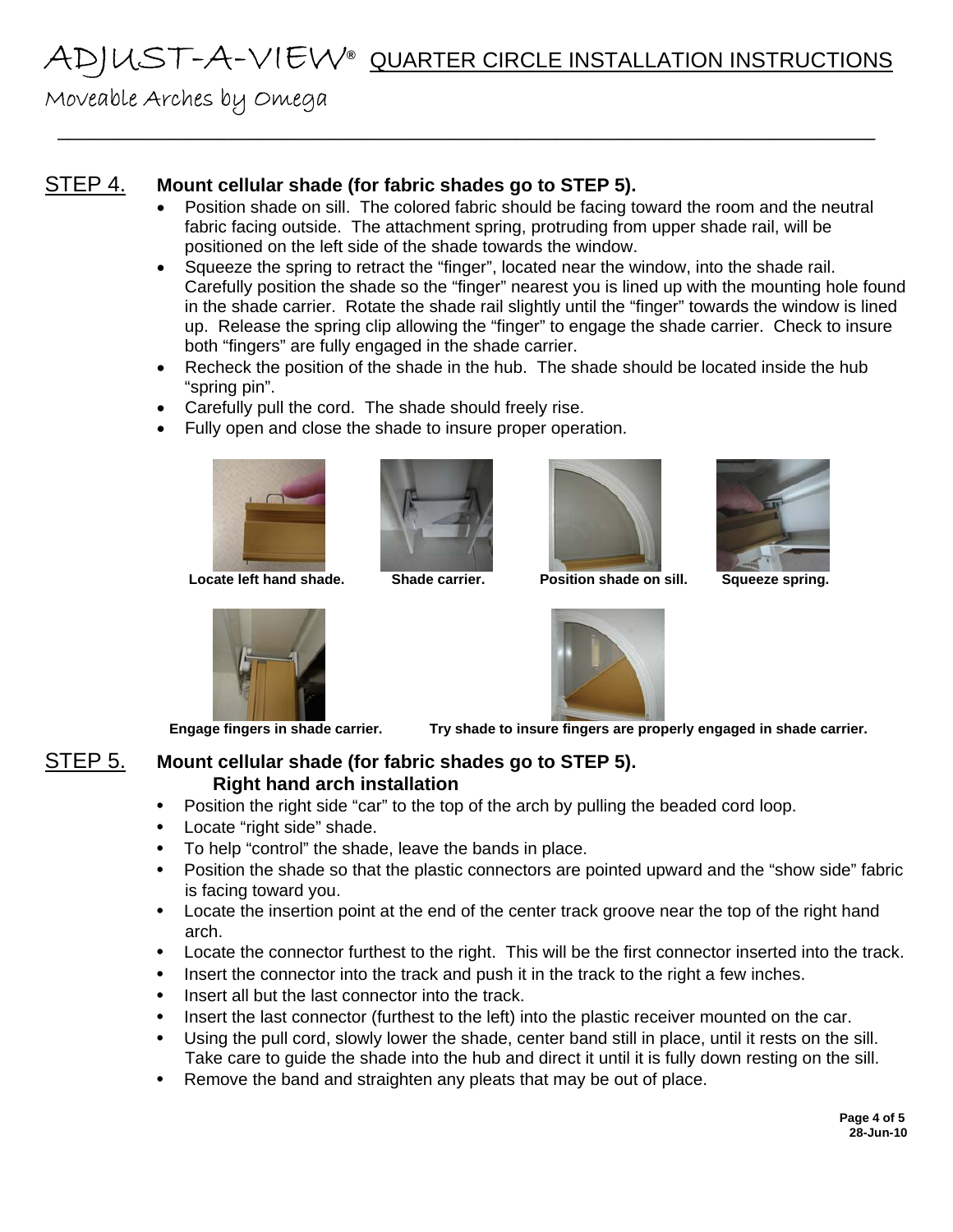## STEP 4. Mount cellular shade (for fabric shades go to STEP 5).

- Position shade on sill. The colored fabric should be facing toward the room and the neutral fabric facing outside. The attachment spring, protruding from upper shade rail, will be positioned on the left side of the shade towards the window.
- Squeeze the spring to retract the "finger", located near the window, into the shade rail. Carefully position the shade so the "finger" nearest you is lined up with the mounting hole found in the shade carrier. Rotate the shade rail slightly until the "finger" towards the window is lined up. Release the spring clip allowing the "finger" to engage the shade carrier. Check to insure both "fingers" are fully engaged in the shade carrier.
- Recheck the position of the shade in the hub. The shade should be located inside the hub "spring pin".
- Carefully pull the cord. The shade should freely rise.
- Fully open and close the shade to insure proper operation.

**Locate left hand shade.** **Shade carrier.** **Position shade on sill.** **Squeeze spring.**

**Engage fingers in shade carrier.** **Try shade to insure fingers are properly engaged in shade carrier.**

## STEP 5. Mount cellular shade (for fabric shades go to STEP 5).

### Right hand arch installation

- Position the right side "car" to the top of the arch by pulling the beaded cord loop.
- Locate "right side" shade.
- To help "control" the shade, leave the bands in place.
- Position the shade so that the plastic connectors are pointed upward and the "show side" fabric is facing toward you.
- Locate the insertion point at the end of the center track groove near the top of the right hand arch.
- Locate the connector furthest to the right. This will be the first connector inserted into the track.
- Insert the connector into the track and push it in the track to the right a few inches.
- Insert all but the last connector into the track.
- Insert the last connector (furthest to the left) into the plastic receiver mounted on the car.
- Using the pull cord, slowly lower the shade, center band still in place, until it rests on the sill. Take care to guide the shade into the hub and direct it until it is fully down resting on the sill.
- Remove the band and straighten any pleats that may be out of place.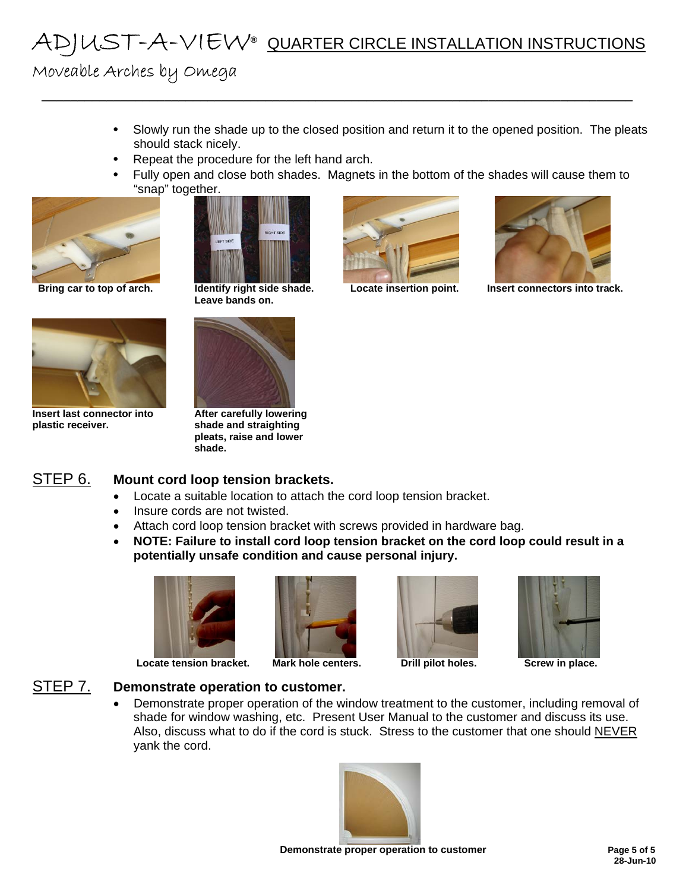# ADJUST-A-VIEW® QUARTER CIRCLE INSTALLATION INSTRUCTIONS

Moveable Arches by Omega

- Slowly run the shade up to the closed position and return it to the opened position. The pleats should stack nicely.
- Repeat the procedure for the left hand arch.
- Fully open and close both shades. Magnets in the bottom of the shades will cause them to "snap" together.

**Bring car to top of arch.**

**Identify right side shade. Leave bands on.**

**Locate insertion point.**

**Insert connectors into track.**

**Insert last connector into plastic receiver.**

**After carefully lowering shade and straighting pleats, raise and lower shade.**

## STEP 6. Mount cord loop tension brackets.

- Locate a suitable location to attach the cord loop tension bracket.
- Insure cords are not twisted.
- Attach cord loop tension bracket with screws provided in hardware bag.
- **NOTE: Failure to install cord loop tension bracket on the cord loop could result in a potentially unsafe condition and cause personal injury.**

**Locate tension bracket.**

**Mark hole centers.**

**Drill pilot holes.**

**Screw in place.**

## STEP 7. Demonstrate operation to customer.

- Demonstrate proper operation of the window treatment to the customer, including removal of shade for window washing, etc. Present User Manual to the customer and discuss its use. Also, discuss what to do if the cord is stuck. Stress to the customer that one should NEVER yank the cord.

**Demonstrate proper operation to customer**